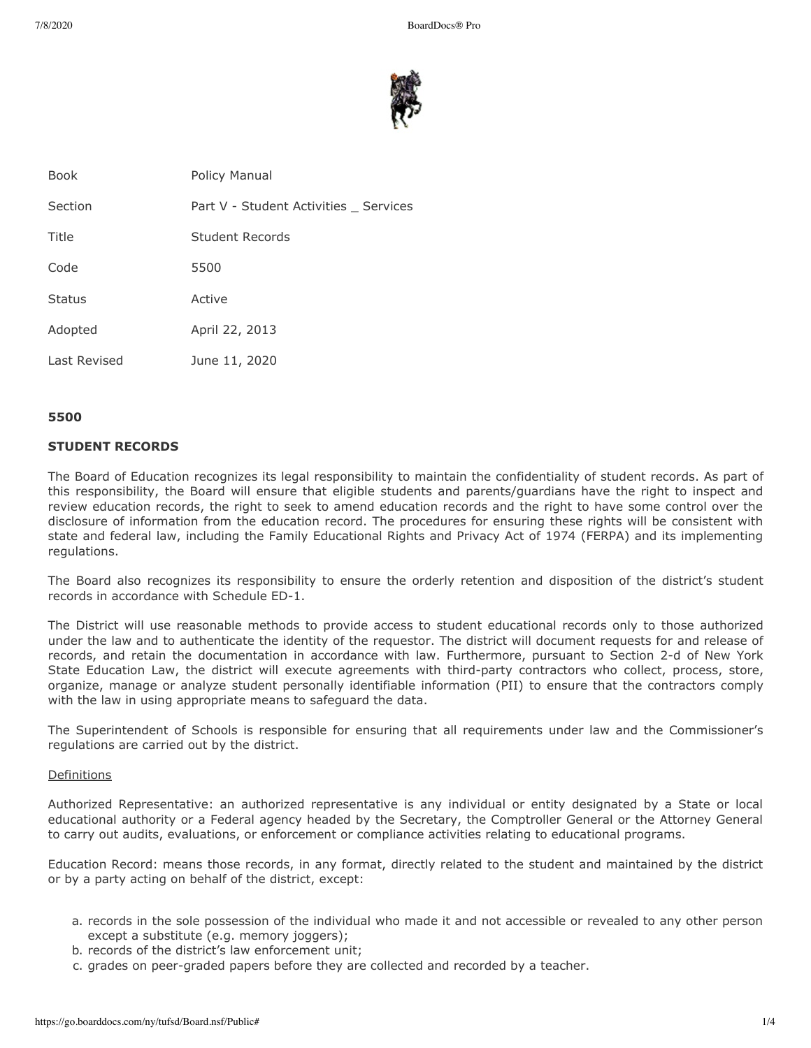| Book | Policy Manual |
| --- | --- |
| Section | Part V - Student Activities _ Services |
| Title | Student Records |
| Code | 5500 |
| Status | Active |
| Adopted | April 22, 2013 |
| Last Revised | June 11, 2020 |

**5500**

**STUDENT RECORDS**

The Board of Education recognizes its legal responsibility to maintain the confidentiality of student records. As part of this responsibility, the Board will ensure that eligible students and parents/guardians have the right to inspect and review education records, the right to seek to amend education records and the right to have some control over the disclosure of information from the education record. The procedures for ensuring these rights will be consistent with state and federal law, including the Family Educational Rights and Privacy Act of 1974 (FERPA) and its implementing regulations.

The Board also recognizes its responsibility to ensure the orderly retention and disposition of the district's student records in accordance with Schedule ED-1.

The District will use reasonable methods to provide access to student educational records only to those authorized under the law and to authenticate the identity of the requestor. The district will document requests for and release of records, and retain the documentation in accordance with law. Furthermore, pursuant to Section 2-d of New York State Education Law, the district will execute agreements with third-party contractors who collect, process, store, organize, manage or analyze student personally identifiable information (PII) to ensure that the contractors comply with the law in using appropriate means to safeguard the data.

The Superintendent of Schools is responsible for ensuring that all requirements under law and the Commissioner's regulations are carried out by the district.

Definitions

Authorized Representative: an authorized representative is any individual or entity designated by a State or local educational authority or a Federal agency headed by the Secretary, the Comptroller General or the Attorney General to carry out audits, evaluations, or enforcement or compliance activities relating to educational programs.

Education Record: means those records, in any format, directly related to the student and maintained by the district or by a party acting on behalf of the district, except:

a. records in the sole possession of the individual who made it and not accessible or revealed to any other person except a substitute (e.g. memory joggers);
b. records of the district's law enforcement unit;
c. grades on peer-graded papers before they are collected and recorded by a teacher.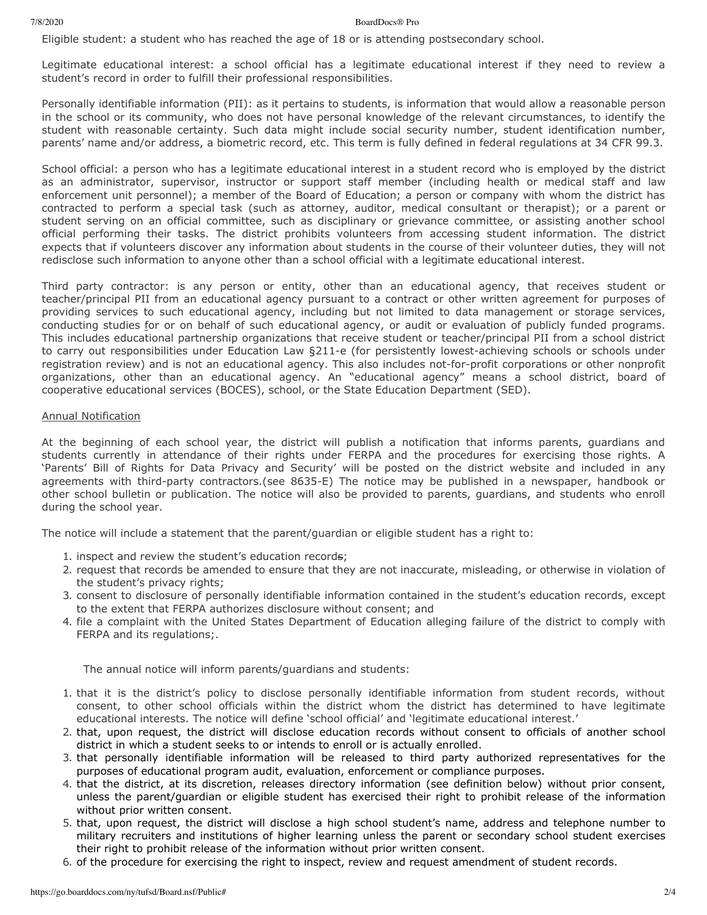Eligible student: a student who has reached the age of 18 or is attending postsecondary school.

Legitimate educational interest: a school official has a legitimate educational interest if they need to review a student's record in order to fulfill their professional responsibilities.

Personally identifiable information (PII): as it pertains to students, is information that would allow a reasonable person in the school or its community, who does not have personal knowledge of the relevant circumstances, to identify the student with reasonable certainty. Such data might include social security number, student identification number, parents' name and/or address, a biometric record, etc. This term is fully defined in federal regulations at 34 CFR 99.3.

School official: a person who has a legitimate educational interest in a student record who is employed by the district as an administrator, supervisor, instructor or support staff member (including health or medical staff and law enforcement unit personnel); a member of the Board of Education; a person or company with whom the district has contracted to perform a special task (such as attorney, auditor, medical consultant or therapist); or a parent or student serving on an official committee, such as disciplinary or grievance committee, or assisting another school official performing their tasks. The district prohibits volunteers from accessing student information. The district expects that if volunteers discover any information about students in the course of their volunteer duties, they will not redisclose such information to anyone other than a school official with a legitimate educational interest.

Third party contractor: is any person or entity, other than an educational agency, that receives student or teacher/principal PII from an educational agency pursuant to a contract or other written agreement for purposes of providing services to such educational agency, including but not limited to data management or storage services, conducting studies for or on behalf of such educational agency, or audit or evaluation of publicly funded programs. This includes educational partnership organizations that receive student or teacher/principal PII from a school district to carry out responsibilities under Education Law §211-e (for persistently lowest-achieving schools or schools under registration review) and is not an educational agency. This also includes not-for-profit corporations or other nonprofit organizations, other than an educational agency. An "educational agency" means a school district, board of cooperative educational services (BOCES), school, or the State Education Department (SED).

Annual Notification

At the beginning of each school year, the district will publish a notification that informs parents, guardians and students currently in attendance of their rights under FERPA and the procedures for exercising those rights. A 'Parents' Bill of Rights for Data Privacy and Security' will be posted on the district website and included in any agreements with third-party contractors.(see 8635-E) The notice may be published in a newspaper, handbook or other school bulletin or publication. The notice will also be provided to parents, guardians, and students who enroll during the school year.

The notice will include a statement that the parent/guardian or eligible student has a right to:

1. inspect and review the student's education records;
2. request that records be amended to ensure that they are not inaccurate, misleading, or otherwise in violation of the student's privacy rights;
3. consent to disclosure of personally identifiable information contained in the student's education records, except to the extent that FERPA authorizes disclosure without consent; and
4. file a complaint with the United States Department of Education alleging failure of the district to comply with FERPA and its regulations;.

The annual notice will inform parents/guardians and students:

1. that it is the district's policy to disclose personally identifiable information from student records, without consent, to other school officials within the district whom the district has determined to have legitimate educational interests. The notice will define 'school official' and 'legitimate educational interest.'
2. that, upon request, the district will disclose education records without consent to officials of another school district in which a student seeks to or intends to enroll or is actually enrolled.
3. that personally identifiable information will be released to third party authorized representatives for the purposes of educational program audit, evaluation, enforcement or compliance purposes.
4. that the district, at its discretion, releases directory information (see definition below) without prior consent, unless the parent/guardian or eligible student has exercised their right to prohibit release of the information without prior written consent.
5. that, upon request, the district will disclose a high school student's name, address and telephone number to military recruiters and institutions of higher learning unless the parent or secondary school student exercises their right to prohibit release of the information without prior written consent.
6. of the procedure for exercising the right to inspect, review and request amendment of student records.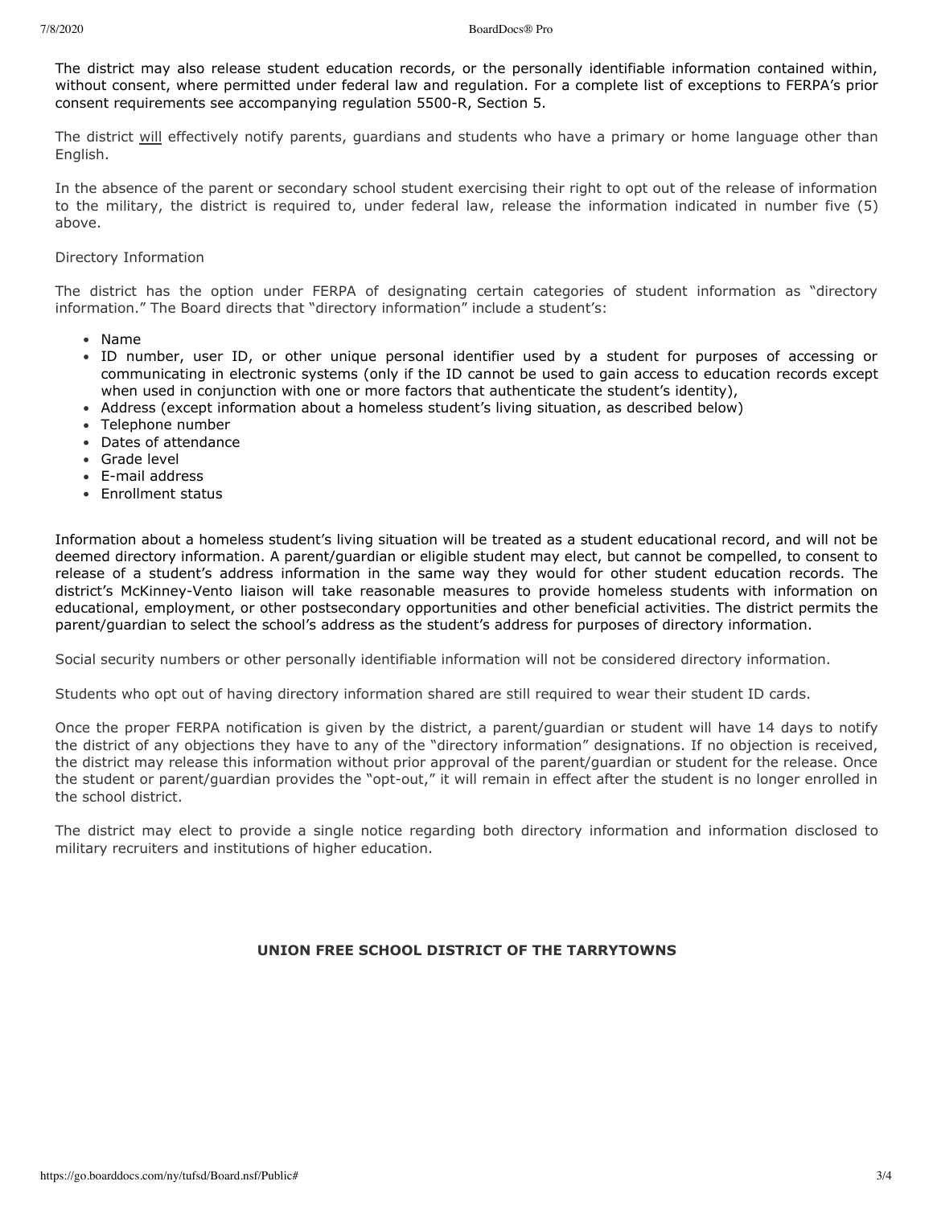The district may also release student education records, or the personally identifiable information contained within, without consent, where permitted under federal law and regulation. For a complete list of exceptions to FERPA's prior consent requirements see accompanying regulation 5500-R, Section 5.

The district will effectively notify parents, guardians and students who have a primary or home language other than English.

In the absence of the parent or secondary school student exercising their right to opt out of the release of information to the military, the district is required to, under federal law, release the information indicated in number five (5) above.

Directory Information

The district has the option under FERPA of designating certain categories of student information as "directory information." The Board directs that "directory information" include a student's:

- Name
- ID number, user ID, or other unique personal identifier used by a student for purposes of accessing or communicating in electronic systems (only if the ID cannot be used to gain access to education records except when used in conjunction with one or more factors that authenticate the student's identity),
- Address (except information about a homeless student's living situation, as described below)
- Telephone number
- Dates of attendance
- Grade level
- E-mail address
- Enrollment status

Information about a homeless student's living situation will be treated as a student educational record, and will not be deemed directory information. A parent/guardian or eligible student may elect, but cannot be compelled, to consent to release of a student's address information in the same way they would for other student education records. The district's McKinney-Vento liaison will take reasonable measures to provide homeless students with information on educational, employment, or other postsecondary opportunities and other beneficial activities. The district permits the parent/guardian to select the school's address as the student's address for purposes of directory information.

Social security numbers or other personally identifiable information will not be considered directory information.

Students who opt out of having directory information shared are still required to wear their student ID cards.

Once the proper FERPA notification is given by the district, a parent/guardian or student will have 14 days to notify the district of any objections they have to any of the "directory information" designations. If no objection is received, the district may release this information without prior approval of the parent/guardian or student for the release. Once the student or parent/guardian provides the "opt-out," it will remain in effect after the student is no longer enrolled in the school district.

The district may elect to provide a single notice regarding both directory information and information disclosed to military recruiters and institutions of higher education.

**UNION FREE SCHOOL DISTRICT OF THE TARRYTOWNS**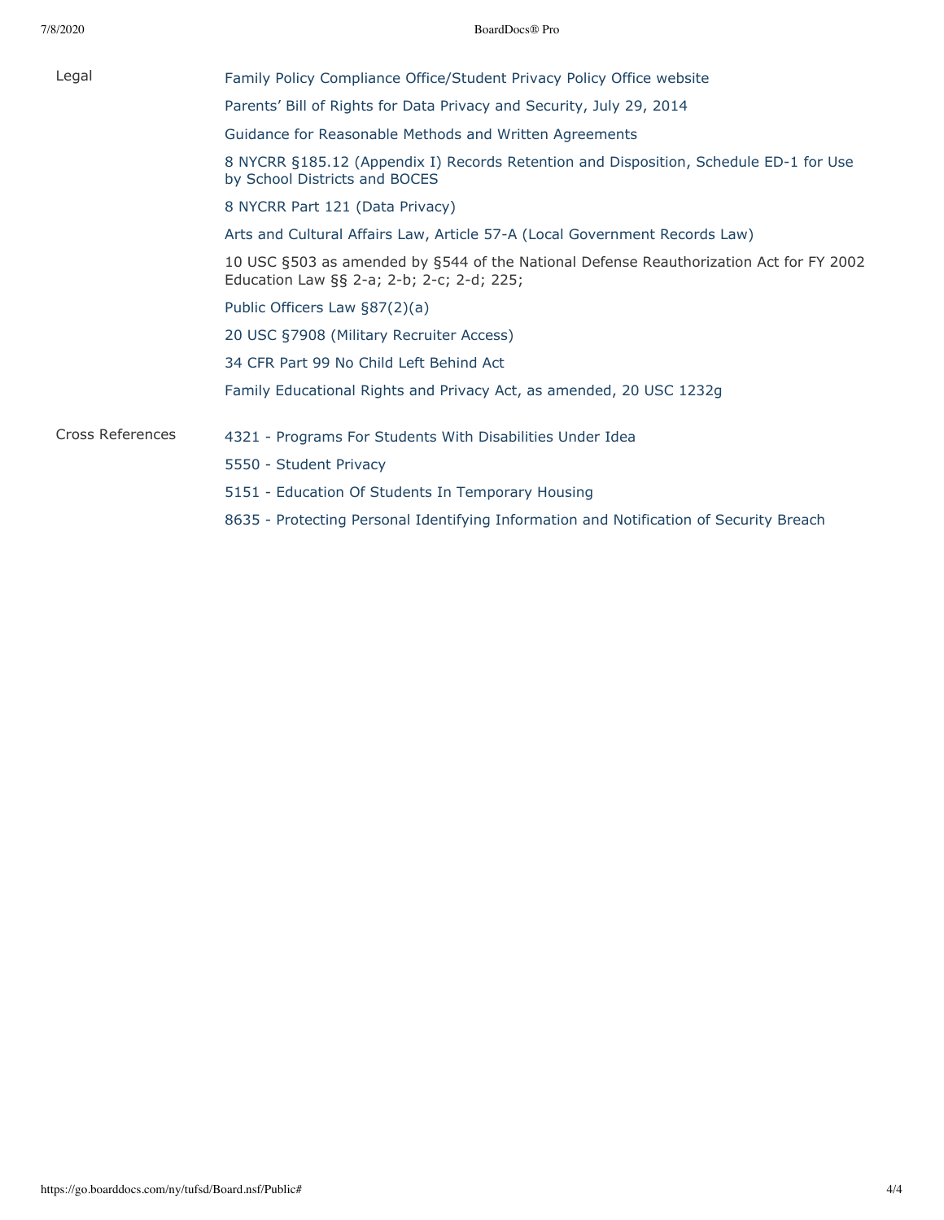| | |
|---|---|
| Legal | Family Policy Compliance Office/Student Privacy Policy Office website |
| | Parents' Bill of Rights for Data Privacy and Security, July 29, 2014 |
| | Guidance for Reasonable Methods and Written Agreements |
| | 8 NYCRR §185.12 (Appendix I) Records Retention and Disposition, Schedule ED-1 for Use by School Districts and BOCES |
| | 8 NYCRR Part 121 (Data Privacy) |
| | Arts and Cultural Affairs Law, Article 57-A (Local Government Records Law) |
| | 10 USC §503 as amended by §544 of the National Defense Reauthorization Act for FY 2002 Education Law §§ 2-a; 2-b; 2-c; 2-d; 225; |
| | Public Officers Law §87(2)(a) |
| | 20 USC §7908 (Military Recruiter Access) |
| | 34 CFR Part 99 No Child Left Behind Act |
| | Family Educational Rights and Privacy Act, as amended, 20 USC 1232g |
| Cross References | 4321 - Programs For Students With Disabilities Under Idea |
| | 5550 - Student Privacy |
| | 5151 - Education Of Students In Temporary Housing |
| | 8635 - Protecting Personal Identifying Information and Notification of Security Breach |